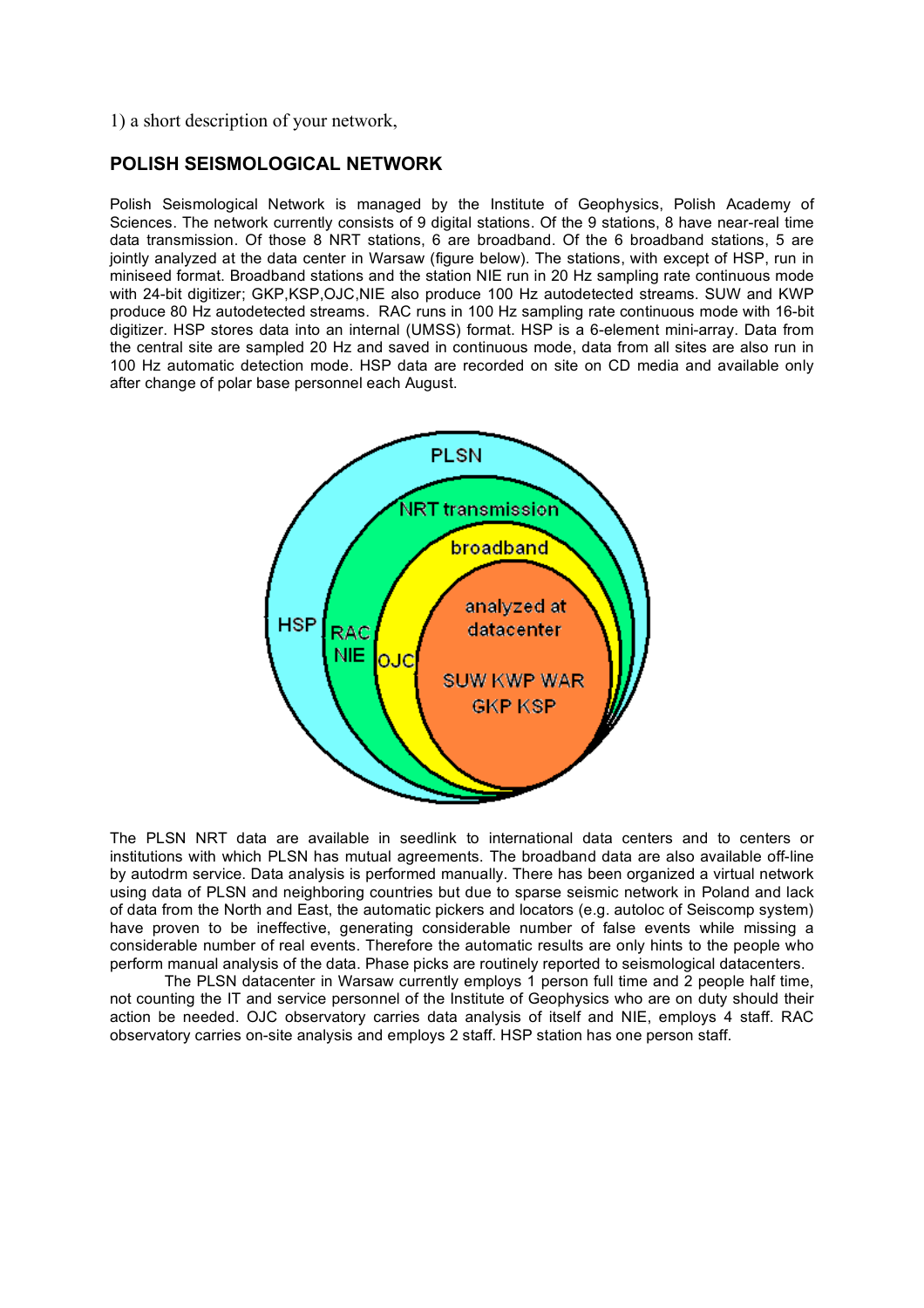1) a short description of your network,

## POLISH SEISMOLOGICAL NETWORK

Polish Seismological Network is managed by the Institute of Geophysics, Polish Academy of Sciences. The network currently consists of 9 digital stations. Of the 9 stations, 8 have near-real time data transmission. Of those 8 NRT stations, 6 are broadband. Of the 6 broadband stations, 5 are jointly analyzed at the data center in Warsaw (figure below). The stations, with except of HSP, run in miniseed format. Broadband stations and the station NIE run in 20 Hz sampling rate continuous mode with 24-bit digitizer; GKP,KSP,OJC,NIE also produce 100 Hz autodetected streams. SUW and KWP produce 80 Hz autodetected streams. RAC runs in 100 Hz sampling rate continuous mode with 16-bit digitizer. HSP stores data into an internal (UMSS) format. HSP is a 6-element mini-array. Data from the central site are sampled 20 Hz and saved in continuous mode, data from all sites are also run in 100 Hz automatic detection mode. HSP data are recorded on site on CD media and available only after change of polar base personnel each August.

The PLSN NRT data are available in seedlink to international data centers and to centers or institutions with which PLSN has mutual agreements. The broadband data are also available off-line by autodrm service. Data analysis is performed manually. There has been organized a virtual network using data of PLSN and neighboring countries but due to sparse seismic network in Poland and lack of data from the North and East, the automatic pickers and locators (e.g. autoloc of Seiscomp system) have proven to be ineffective, generating considerable number of false events while missing a considerable number of real events. Therefore the automatic results are only hints to the people who perform manual analysis of the data. Phase picks are routinely reported to seismological datacenters.

The PLSN datacenter in Warsaw currently employs 1 person full time and 2 people half time, not counting the IT and service personnel of the Institute of Geophysics who are on duty should their action be needed. OJC observatory carries data analysis of itself and NIE, employs 4 staff. RAC observatory carries on-site analysis and employs 2 staff. HSP station has one person staff.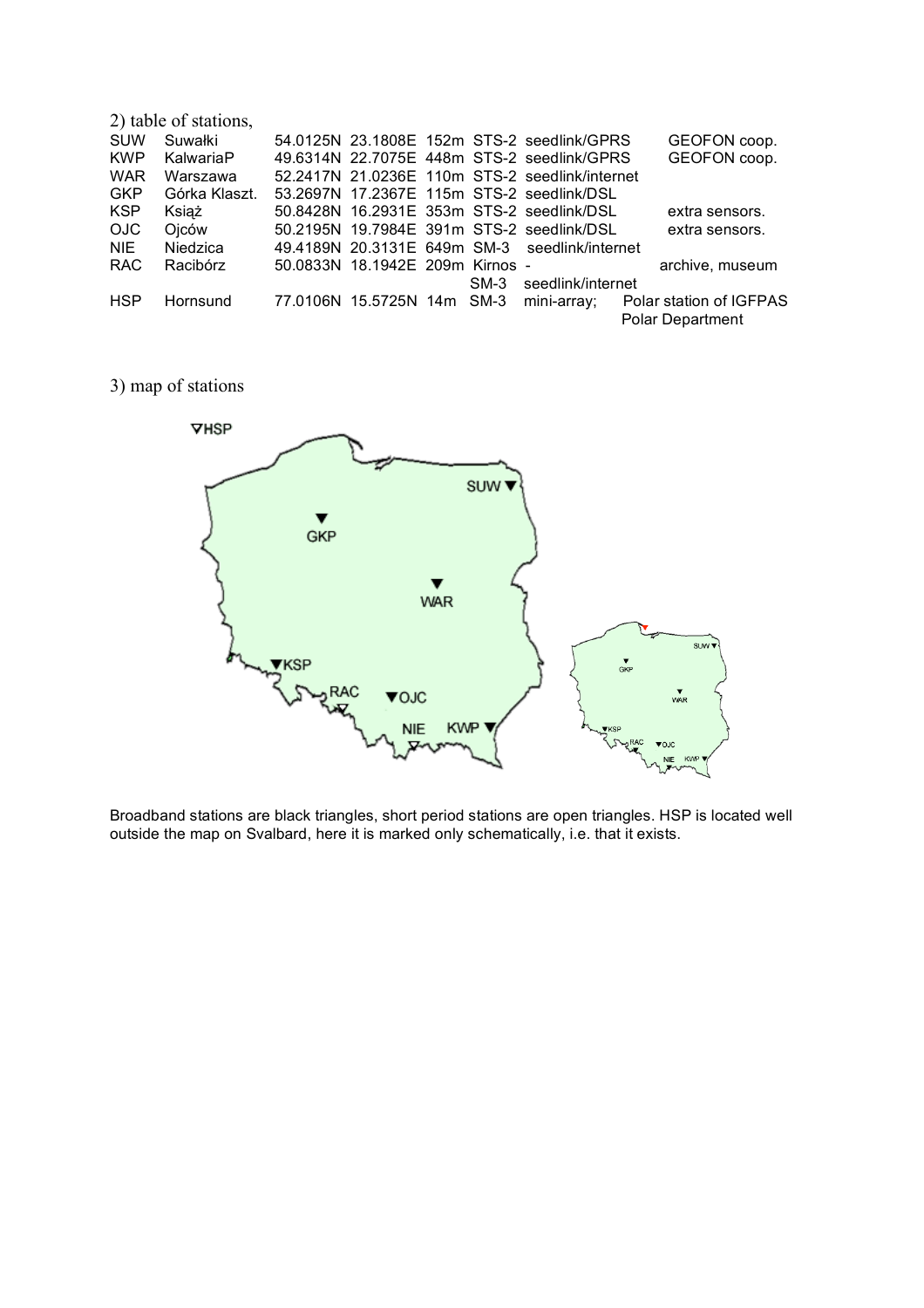2) table of stations,

| Code | Name | Latitude | Longitude | Elevation | Sensor | Transmission | Notes |
|---|---|---|---|---|---|---|---|
| SUW | Suwałki | 54.0125N | 23.1808E | 152m | STS-2 | seedlink/GPRS | GEOFON coop. |
| KWP | KalwariaP | 49.6314N | 22.7075E | 448m | STS-2 | seedlink/GPRS | GEOFON coop. |
| WAR | Warszawa | 52.2417N | 21.0236E | 110m | STS-2 | seedlink/internet | |
| GKP | Górka Klaszt. | 53.2697N | 17.2367E | 115m | STS-2 | seedlink/DSL | |
| KSP | Książ | 50.8428N | 16.2931E | 353m | STS-2 | seedlink/DSL | extra sensors. |
| OJC | Ojców | 50.2195N | 19.7984E | 391m | STS-2 | seedlink/DSL | extra sensors. |
| NIE | Niedzica | 49.4189N | 20.3131E | 649m | SM-3 | seedlink/internet | |
| RAC | Racibórz | 50.0833N | 18.1942E | 209m | Kirnos | - | archive, museum |
| | | | | | SM-3 | seedlink/internet | |
| HSP | Hornsund | 77.0106N | 15.5725N | 14m | SM-3 | mini-array; | Polar station of IGFPAS Polar Department |

3) map of stations

Broadband stations are black triangles, short period stations are open triangles. HSP is located well outside the map on Svalbard, here it is marked only schematically, i.e. that it exists.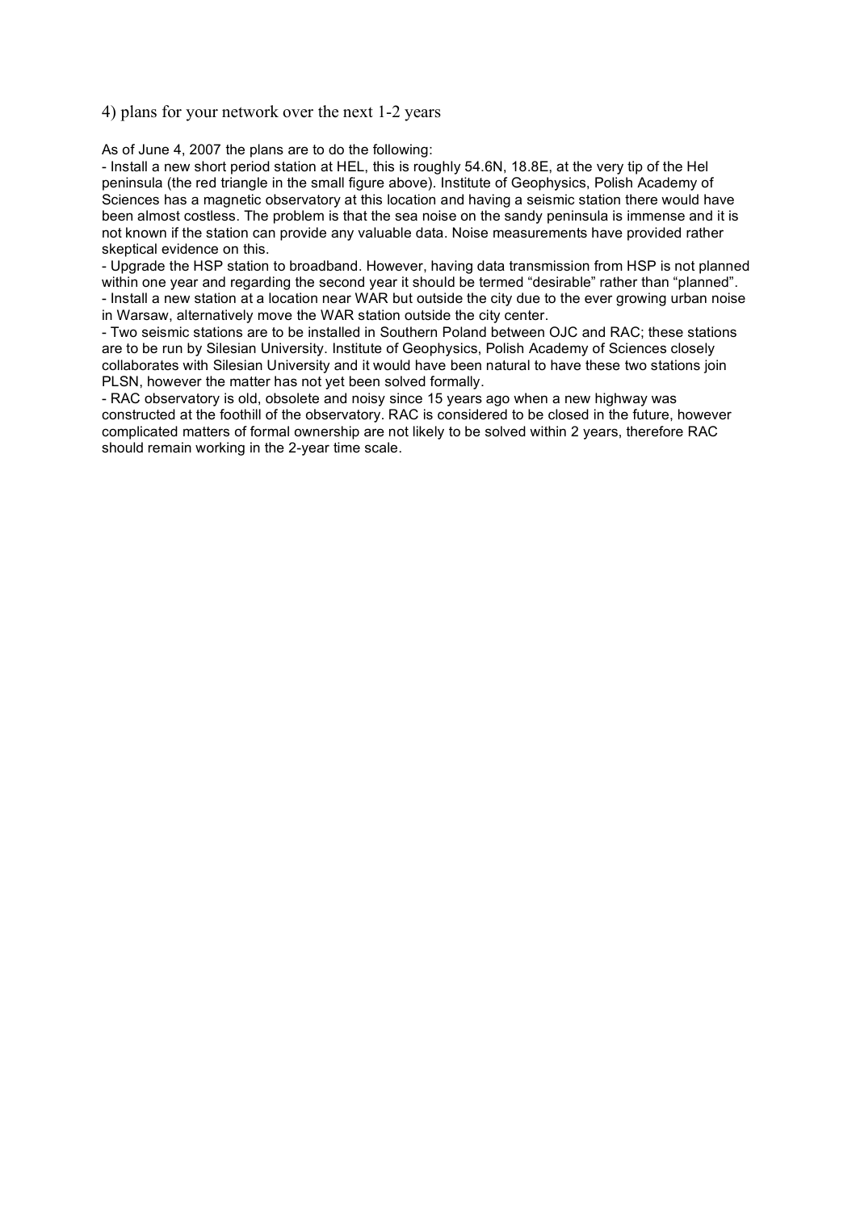## 4) plans for your network over the next 1-2 years

As of June 4, 2007 the plans are to do the following:

- Install a new short period station at HEL, this is roughly 54.6N, 18.8E, at the very tip of the Hel peninsula (the red triangle in the small figure above). Institute of Geophysics, Polish Academy of Sciences has a magnetic observatory at this location and having a seismic station there would have been almost costless. The problem is that the sea noise on the sandy peninsula is immense and it is not known if the station can provide any valuable data. Noise measurements have provided rather skeptical evidence on this.
- Upgrade the HSP station to broadband. However, having data transmission from HSP is not planned within one year and regarding the second year it should be termed "desirable" rather than "planned".
- Install a new station at a location near WAR but outside the city due to the ever growing urban noise in Warsaw, alternatively move the WAR station outside the city center.
- Two seismic stations are to be installed in Southern Poland between OJC and RAC; these stations are to be run by Silesian University. Institute of Geophysics, Polish Academy of Sciences closely collaborates with Silesian University and it would have been natural to have these two stations join PLSN, however the matter has not yet been solved formally.
- RAC observatory is old, obsolete and noisy since 15 years ago when a new highway was constructed at the foothill of the observatory. RAC is considered to be closed in the future, however complicated matters of formal ownership are not likely to be solved within 2 years, therefore RAC should remain working in the 2-year time scale.